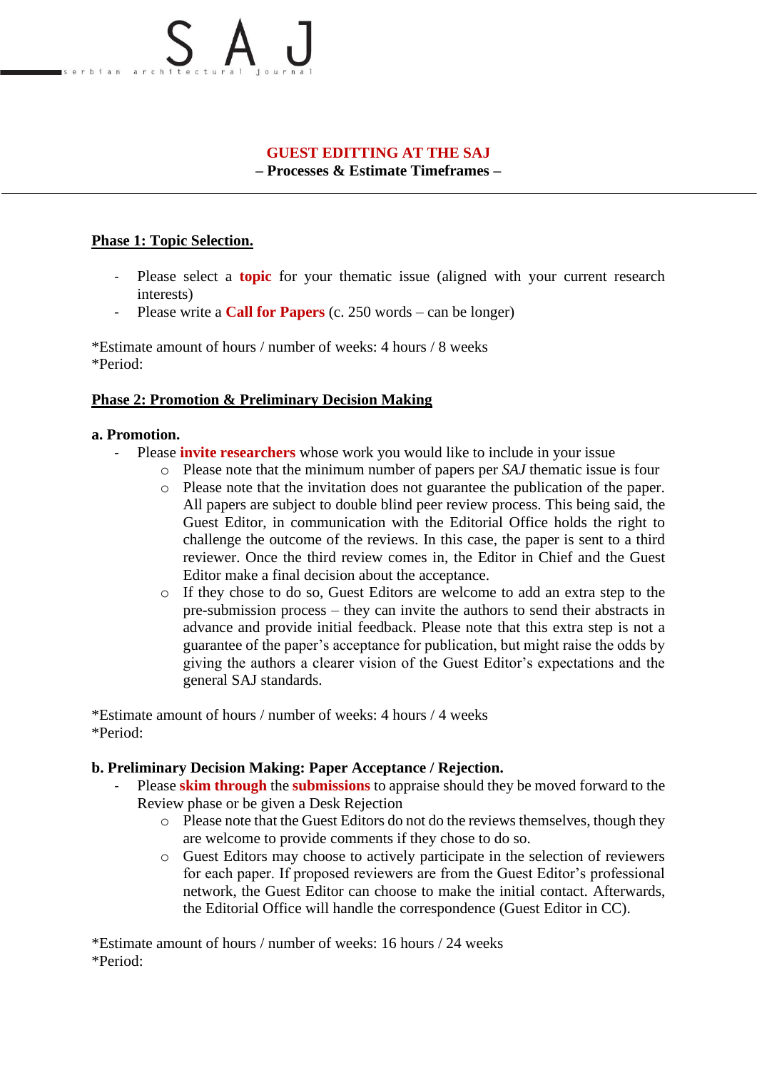# GUEST EDITTING AT THE SAJ

**– Processes & Estimate Timeframes –**

---

## Phase 1: Topic Selection.

- Please select a **topic** for your thematic issue (aligned with your current research interests)
- Please write a **Call for Papers** (c. 250 words – can be longer)

*Estimate amount of hours / number of weeks: 4 hours / 8 weeks
*Period:

## Phase 2: Promotion & Preliminary Decision Making

### a. Promotion.

- Please **invite researchers** whose work you would like to include in your issue
  - Please note that the minimum number of papers per *SAJ* thematic issue is four
  - Please note that the invitation does not guarantee the publication of the paper. All papers are subject to double blind peer review process. This being said, the Guest Editor, in communication with the Editorial Office holds the right to challenge the outcome of the reviews. In this case, the paper is sent to a third reviewer. Once the third review comes in, the Editor in Chief and the Guest Editor make a final decision about the acceptance.
  - If they chose to do so, Guest Editors are welcome to add an extra step to the pre-submission process – they can invite the authors to send their abstracts in advance and provide initial feedback. Please note that this extra step is not a guarantee of the paper's acceptance for publication, but might raise the odds by giving the authors a clearer vision of the Guest Editor's expectations and the general SAJ standards.

*Estimate amount of hours / number of weeks: 4 hours / 4 weeks
*Period:

### b. Preliminary Decision Making: Paper Acceptance / Rejection.

- Please **skim through** the **submissions** to appraise should they be moved forward to the Review phase or be given a Desk Rejection
  - Please note that the Guest Editors do not do the reviews themselves, though they are welcome to provide comments if they chose to do so.
  - Guest Editors may choose to actively participate in the selection of reviewers for each paper. If proposed reviewers are from the Guest Editor's professional network, the Guest Editor can choose to make the initial contact. Afterwards, the Editorial Office will handle the correspondence (Guest Editor in CC).

*Estimate amount of hours / number of weeks: 16 hours / 24 weeks
*Period: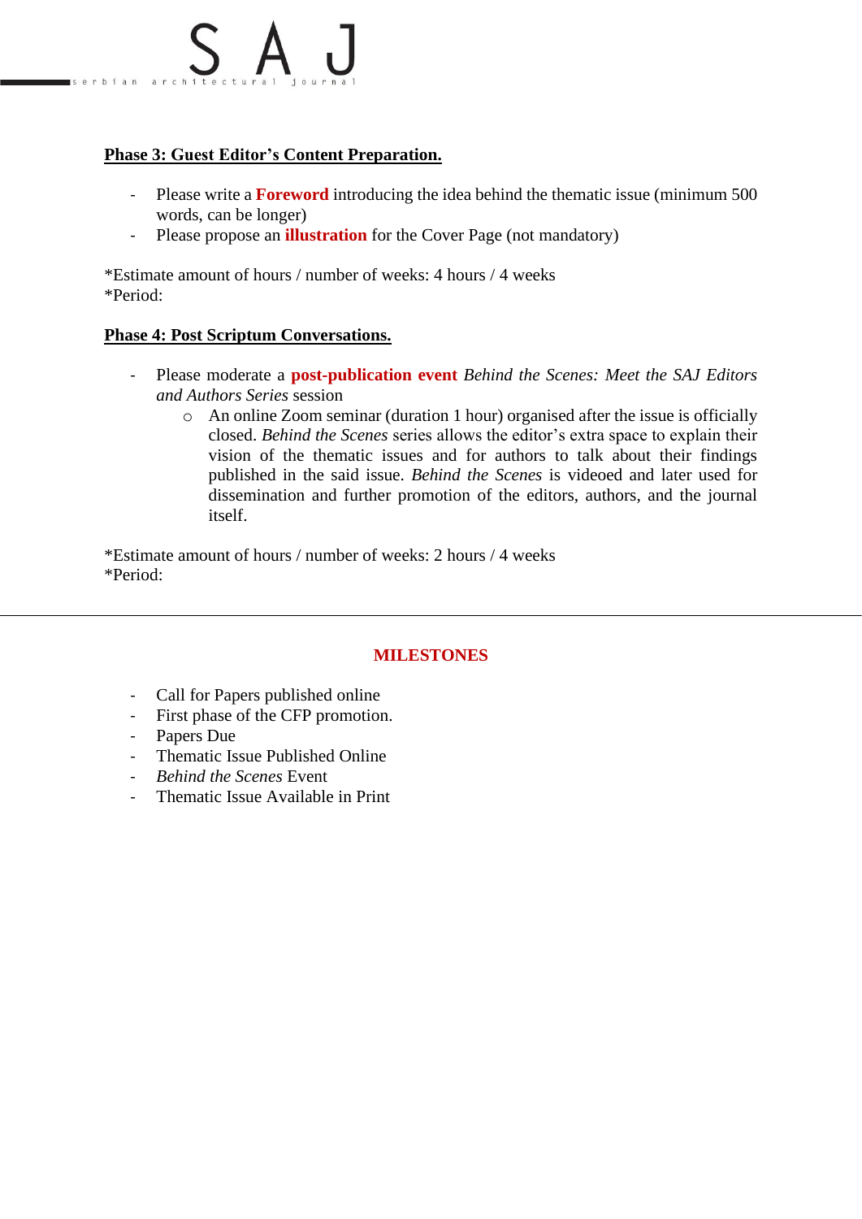**Phase 3: Guest Editor's Content Preparation.**

- Please write a **Foreword** introducing the idea behind the thematic issue (minimum 500 words, can be longer)
- Please propose an **illustration** for the Cover Page (not mandatory)

*Estimate amount of hours / number of weeks: 4 hours / 4 weeks
*Period:

**Phase 4: Post Scriptum Conversations.**

- Please moderate a **post-publication event** *Behind the Scenes: Meet the SAJ Editors and Authors Series* session
    - An online Zoom seminar (duration 1 hour) organised after the issue is officially closed. *Behind the Scenes* series allows the editor's extra space to explain their vision of the thematic issues and for authors to talk about their findings published in the said issue. *Behind the Scenes* is videoed and later used for dissemination and further promotion of the editors, authors, and the journal itself.

*Estimate amount of hours / number of weeks: 2 hours / 4 weeks
*Period:

---

## MILESTONES

- Call for Papers published online
- First phase of the CFP promotion.
- Papers Due
- Thematic Issue Published Online
- *Behind the Scenes* Event
- Thematic Issue Available in Print